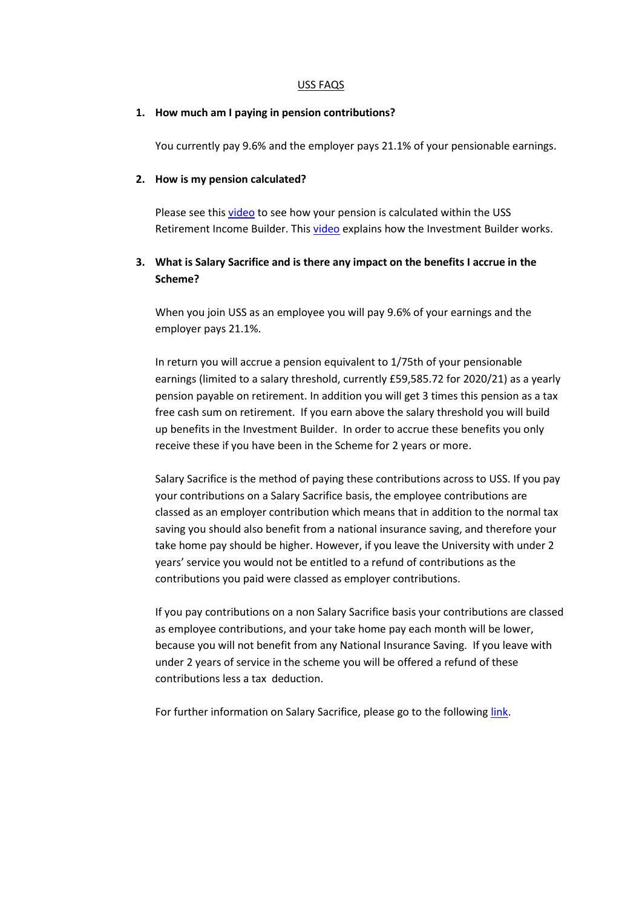# USS FAQS

**1. How much am I paying in pension contributions?**

You currently pay 9.6% and the employer pays 21.1% of your pensionable earnings.

**2. How is my pension calculated?**

Please see this video to see how your pension is calculated within the USS Retirement Income Builder. This video explains how the Investment Builder works.

**3. What is Salary Sacrifice and is there any impact on the benefits I accrue in the Scheme?**

When you join USS as an employee you will pay 9.6% of your earnings and the employer pays 21.1%.

In return you will accrue a pension equivalent to 1/75th of your pensionable earnings (limited to a salary threshold, currently £59,585.72 for 2020/21) as a yearly pension payable on retirement. In addition you will get 3 times this pension as a tax free cash sum on retirement. If you earn above the salary threshold you will build up benefits in the Investment Builder. In order to accrue these benefits you only receive these if you have been in the Scheme for 2 years or more.

Salary Sacrifice is the method of paying these contributions across to USS. If you pay your contributions on a Salary Sacrifice basis, the employee contributions are classed as an employer contribution which means that in addition to the normal tax saving you should also benefit from a national insurance saving, and therefore your take home pay should be higher. However, if you leave the University with under 2 years' service you would not be entitled to a refund of contributions as the contributions you paid were classed as employer contributions.

If you pay contributions on a non Salary Sacrifice basis your contributions are classed as employee contributions, and your take home pay each month will be lower, because you will not benefit from any National Insurance Saving. If you leave with under 2 years of service in the scheme you will be offered a refund of these contributions less a tax deduction.

For further information on Salary Sacrifice, please go to the following link.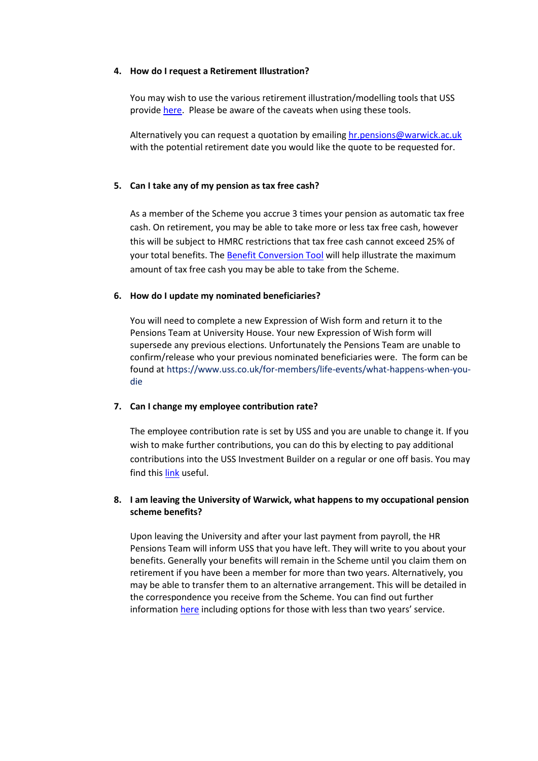4. **How do I request a Retirement Illustration?**

   You may wish to use the various retirement illustration/modelling tools that USS provide here. Please be aware of the caveats when using these tools.

   Alternatively you can request a quotation by emailing hr.pensions@warwick.ac.uk with the potential retirement date you would like the quote to be requested for.

5. **Can I take any of my pension as tax free cash?**

   As a member of the Scheme you accrue 3 times your pension as automatic tax free cash. On retirement, you may be able to take more or less tax free cash, however this will be subject to HMRC restrictions that tax free cash cannot exceed 25% of your total benefits. The Benefit Conversion Tool will help illustrate the maximum amount of tax free cash you may be able to take from the Scheme.

6. **How do I update my nominated beneficiaries?**

   You will need to complete a new Expression of Wish form and return it to the Pensions Team at University House. Your new Expression of Wish form will supersede any previous elections. Unfortunately the Pensions Team are unable to confirm/release who your previous nominated beneficiaries were. The form can be found at https://www.uss.co.uk/for-members/life-events/what-happens-when-you-die

7. **Can I change my employee contribution rate?**

   The employee contribution rate is set by USS and you are unable to change it. If you wish to make further contributions, you can do this by electing to pay additional contributions into the USS Investment Builder on a regular or one off basis. You may find this link useful.

8. **I am leaving the University of Warwick, what happens to my occupational pension scheme benefits?**

   Upon leaving the University and after your last payment from payroll, the HR Pensions Team will inform USS that you have left. They will write to you about your benefits. Generally your benefits will remain in the Scheme until you claim them on retirement if you have been a member for more than two years. Alternatively, you may be able to transfer them to an alternative arrangement. This will be detailed in the correspondence you receive from the Scheme. You can find out further information here including options for those with less than two years' service.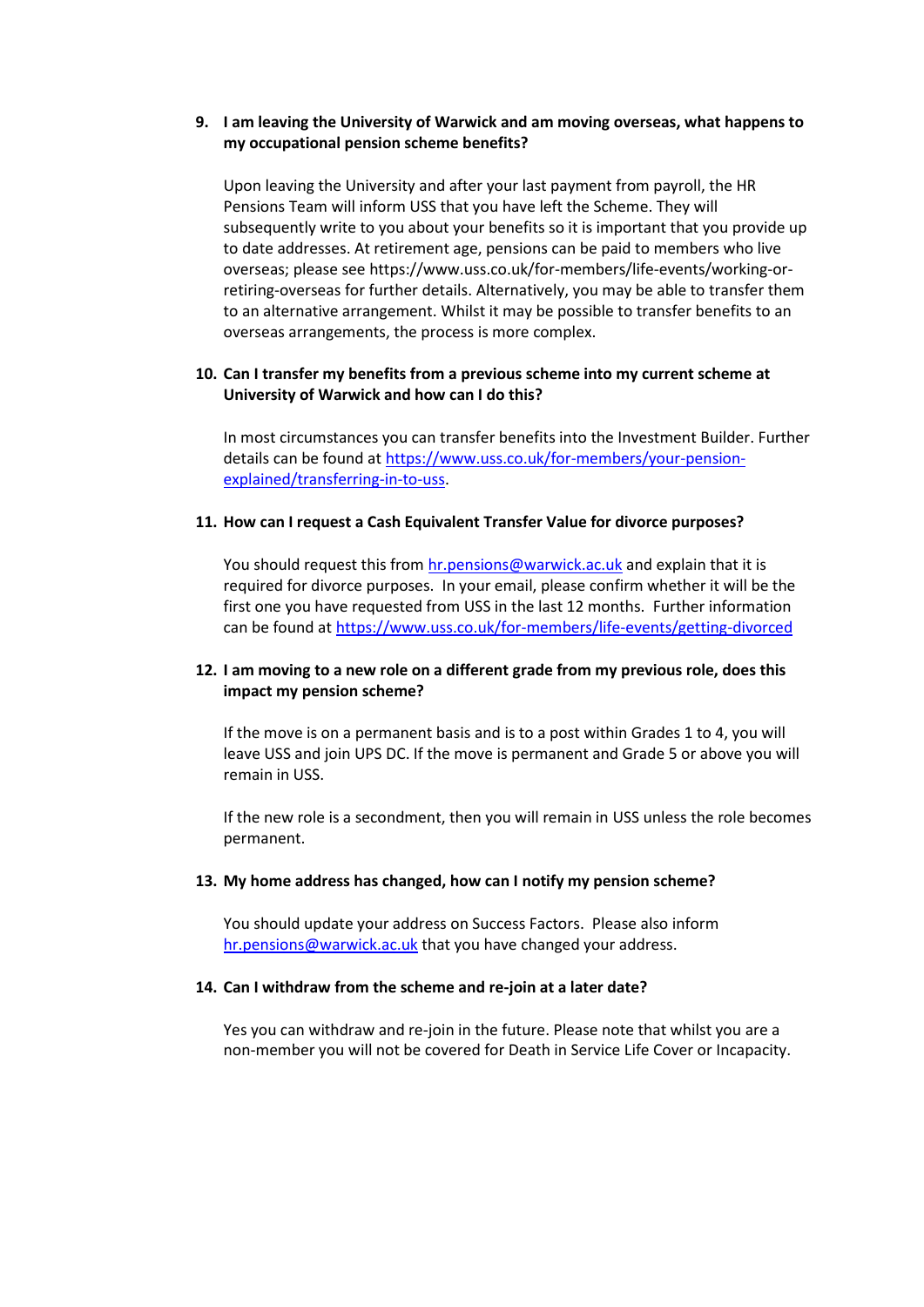**9. I am leaving the University of Warwick and am moving overseas, what happens to my occupational pension scheme benefits?**

Upon leaving the University and after your last payment from payroll, the HR Pensions Team will inform USS that you have left the Scheme. They will subsequently write to you about your benefits so it is important that you provide up to date addresses. At retirement age, pensions can be paid to members who live overseas; please see https://www.uss.co.uk/for-members/life-events/working-or-retiring-overseas for further details. Alternatively, you may be able to transfer them to an alternative arrangement. Whilst it may be possible to transfer benefits to an overseas arrangements, the process is more complex.

**10. Can I transfer my benefits from a previous scheme into my current scheme at University of Warwick and how can I do this?**

In most circumstances you can transfer benefits into the Investment Builder. Further details can be found at [https://www.uss.co.uk/for-members/your-pension-explained/transferring-in-to-uss](https://www.uss.co.uk/for-members/your-pension-explained/transferring-in-to-uss).

**11. How can I request a Cash Equivalent Transfer Value for divorce purposes?**

You should request this from [hr.pensions@warwick.ac.uk](mailto:hr.pensions@warwick.ac.uk) and explain that it is required for divorce purposes. In your email, please confirm whether it will be the first one you have requested from USS in the last 12 months. Further information can be found at [https://www.uss.co.uk/for-members/life-events/getting-divorced](https://www.uss.co.uk/for-members/life-events/getting-divorced)

**12. I am moving to a new role on a different grade from my previous role, does this impact my pension scheme?**

If the move is on a permanent basis and is to a post within Grades 1 to 4, you will leave USS and join UPS DC. If the move is permanent and Grade 5 or above you will remain in USS.

If the new role is a secondment, then you will remain in USS unless the role becomes permanent.

**13. My home address has changed, how can I notify my pension scheme?**

You should update your address on Success Factors. Please also inform [hr.pensions@warwick.ac.uk](mailto:hr.pensions@warwick.ac.uk) that you have changed your address.

**14. Can I withdraw from the scheme and re-join at a later date?**

Yes you can withdraw and re-join in the future. Please note that whilst you are a non-member you will not be covered for Death in Service Life Cover or Incapacity.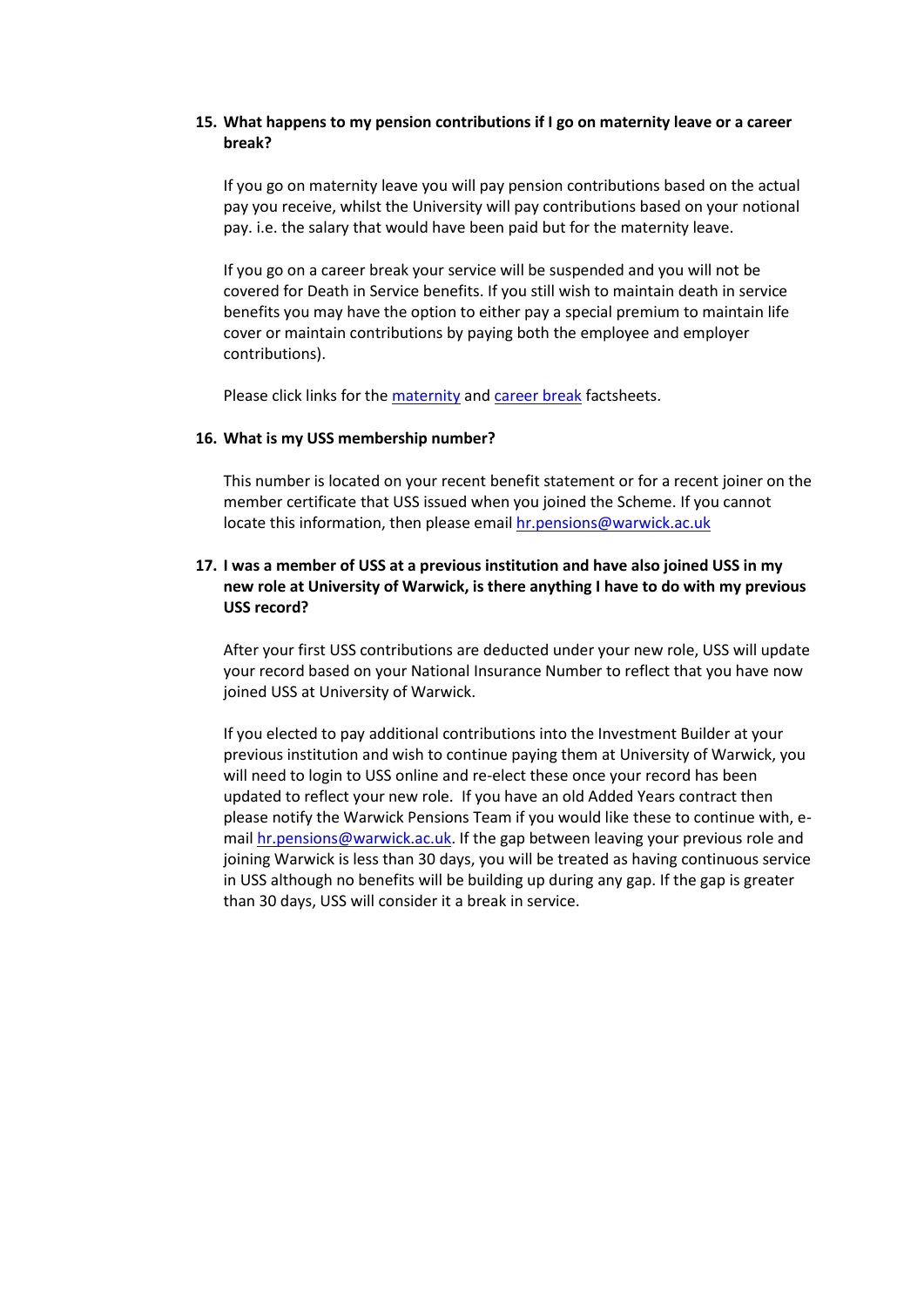15. **What happens to my pension contributions if I go on maternity leave or a career break?**

    If you go on maternity leave you will pay pension contributions based on the actual pay you receive, whilst the University will pay contributions based on your notional pay. i.e. the salary that would have been paid but for the maternity leave.

    If you go on a career break your service will be suspended and you will not be covered for Death in Service benefits. If you still wish to maintain death in service benefits you may have the option to either pay a special premium to maintain life cover or maintain contributions by paying both the employee and employer contributions).

    Please click links for the [maternity]() and [career break]() factsheets.

16. **What is my USS membership number?**

    This number is located on your recent benefit statement or for a recent joiner on the member certificate that USS issued when you joined the Scheme. If you cannot locate this information, then please email [hr.pensions@warwick.ac.uk](mailto:hr.pensions@warwick.ac.uk)

17. **I was a member of USS at a previous institution and have also joined USS in my new role at University of Warwick, is there anything I have to do with my previous USS record?**

    After your first USS contributions are deducted under your new role, USS will update your record based on your National Insurance Number to reflect that you have now joined USS at University of Warwick.

    If you elected to pay additional contributions into the Investment Builder at your previous institution and wish to continue paying them at University of Warwick, you will need to login to USS online and re-elect these once your record has been updated to reflect your new role. If you have an old Added Years contract then please notify the Warwick Pensions Team if you would like these to continue with, e-mail [hr.pensions@warwick.ac.uk](mailto:hr.pensions@warwick.ac.uk). If the gap between leaving your previous role and joining Warwick is less than 30 days, you will be treated as having continuous service in USS although no benefits will be building up during any gap. If the gap is greater than 30 days, USS will consider it a break in service.